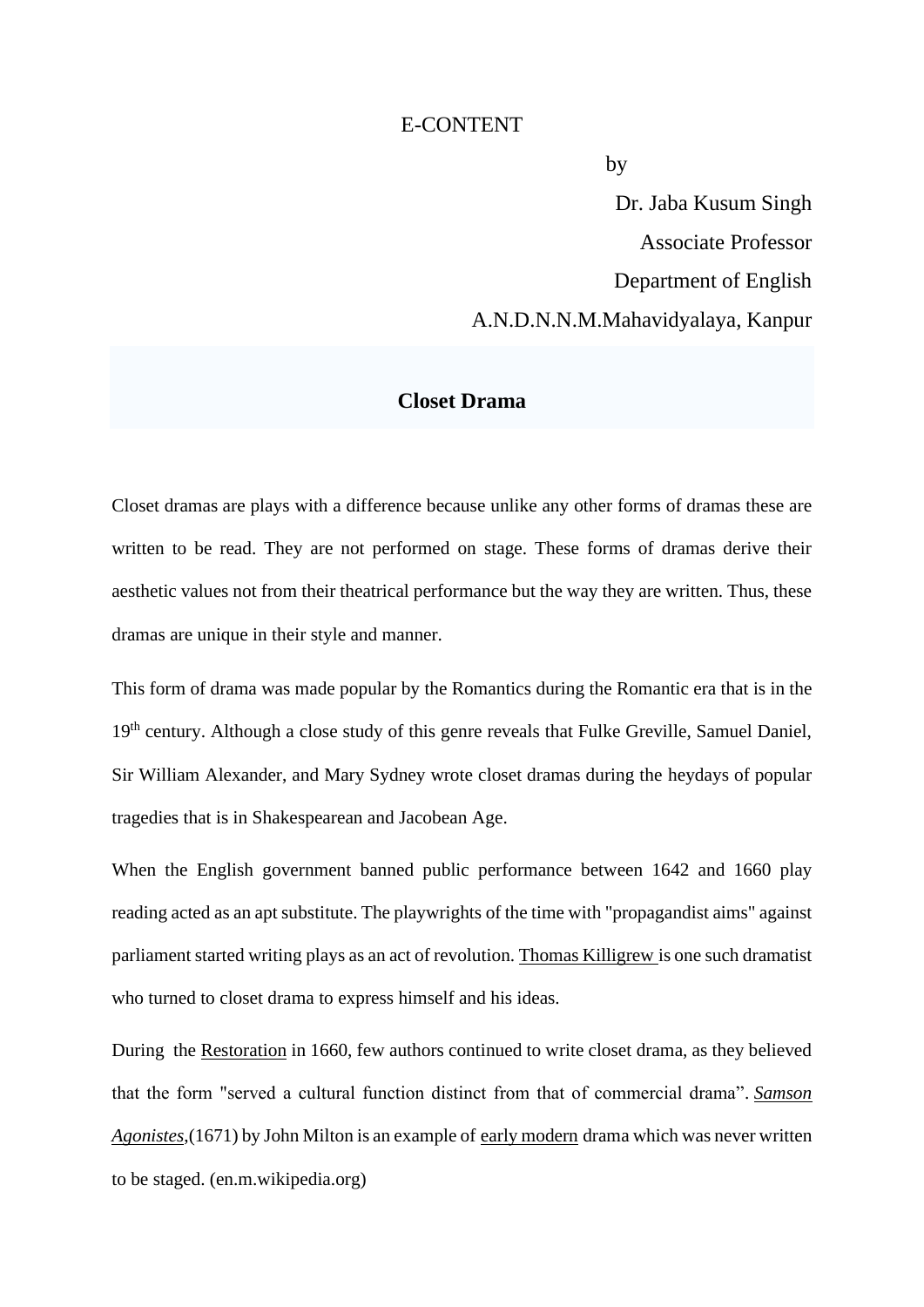E-CONTENT

by

Dr. Jaba Kusum Singh

Associate Professor

Department of English

A.N.D.N.N.M.Mahavidyalaya, Kanpur

## Closet Drama

Closet dramas are plays with a difference because unlike any other forms of dramas these are written to be read. They are not performed on stage. These forms of dramas derive their aesthetic values not from their theatrical performance but the way they are written. Thus, these dramas are unique in their style and manner.

This form of drama was made popular by the Romantics during the Romantic era that is in the 19th century. Although a close study of this genre reveals that Fulke Greville, Samuel Daniel, Sir William Alexander, and Mary Sydney wrote closet dramas during the heydays of popular tragedies that is in Shakespearean and Jacobean Age.

When the English government banned public performance between 1642 and 1660 play reading acted as an apt substitute. The playwrights of the time with "propagandist aims" against parliament started writing plays as an act of revolution. Thomas Killigrew is one such dramatist who turned to closet drama to express himself and his ideas.

During the Restoration in 1660, few authors continued to write closet drama, as they believed that the form "served a cultural function distinct from that of commercial drama". *Samson Agonistes*,(1671) by John Milton is an example of early modern drama which was never written to be staged. (en.m.wikipedia.org)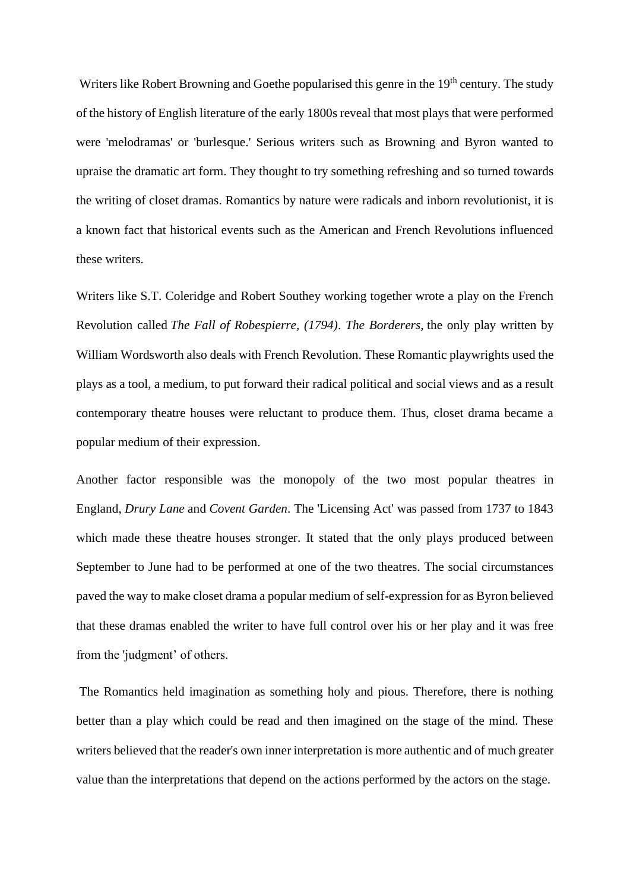Writers like Robert Browning and Goethe popularised this genre in the 19th century. The study of the history of English literature of the early 1800s reveal that most plays that were performed were 'melodramas' or 'burlesque.' Serious writers such as Browning and Byron wanted to upraise the dramatic art form. They thought to try something refreshing and so turned towards the writing of closet dramas. Romantics by nature were radicals and inborn revolutionist, it is a known fact that historical events such as the American and French Revolutions influenced these writers.

Writers like S.T. Coleridge and Robert Southey working together wrote a play on the French Revolution called *The Fall of Robespierre, (1794)*. *The Borderers,* the only play written by William Wordsworth also deals with French Revolution. These Romantic playwrights used the plays as a tool, a medium, to put forward their radical political and social views and as a result contemporary theatre houses were reluctant to produce them. Thus, closet drama became a popular medium of their expression.

Another factor responsible was the monopoly of the two most popular theatres in England, *Drury Lane* and *Covent Garden*. The 'Licensing Act' was passed from 1737 to 1843 which made these theatre houses stronger. It stated that the only plays produced between September to June had to be performed at one of the two theatres. The social circumstances paved the way to make closet drama a popular medium of self-expression for as Byron believed that these dramas enabled the writer to have full control over his or her play and it was free from the 'judgment' of others.

The Romantics held imagination as something holy and pious. Therefore, there is nothing better than a play which could be read and then imagined on the stage of the mind. These writers believed that the reader's own inner interpretation is more authentic and of much greater value than the interpretations that depend on the actions performed by the actors on the stage.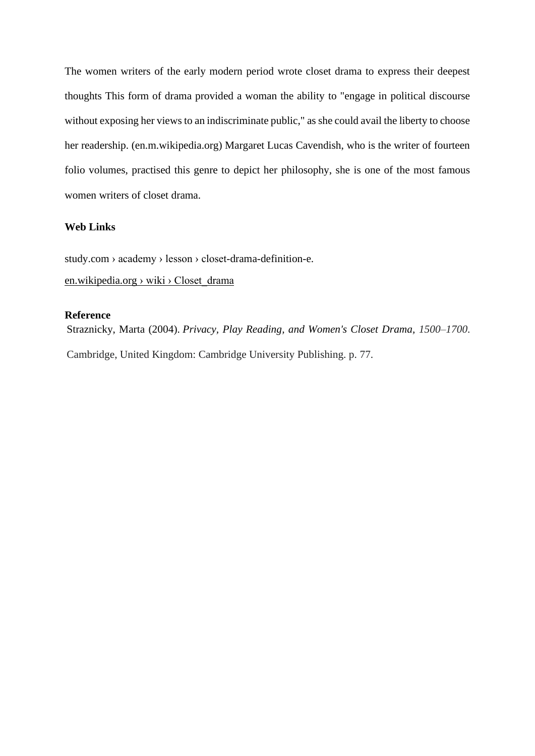The women writers of the early modern period wrote closet drama to express their deepest thoughts This form of drama provided a woman the ability to "engage in political discourse without exposing her views to an indiscriminate public," as she could avail the liberty to choose her readership. (en.m.wikipedia.org) Margaret Lucas Cavendish, who is the writer of fourteen folio volumes, practised this genre to depict her philosophy, she is one of the most famous women writers of closet drama.

**Web Links**

study.com › academy › lesson › closet-drama-definition-e.

en.wikipedia.org › wiki › Closet_drama

**Reference**

Straznicky, Marta (2004). *Privacy, Play Reading, and Women's Closet Drama, 1500–1700.* Cambridge, United Kingdom: Cambridge University Publishing. p. 77.